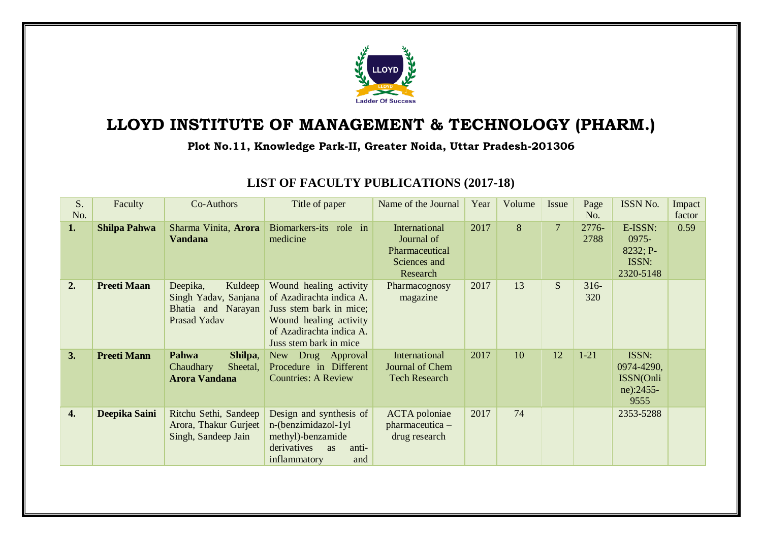# LLOYD INSTITUTE OF MANAGEMENT & TECHNOLOGY (PHARM.)

**Plot No.11, Knowledge Park-II, Greater Noida, Uttar Pradesh-201306**

## LIST OF FACULTY PUBLICATIONS (2017-18)

| S. No. | Faculty | Co-Authors | Title of paper | Name of the Journal | Year | Volume | Issue | Page No. | ISSN No. | Impact factor |
|---|---|---|---|---|---|---|---|---|---|---|
| **1.** | **Shilpa Pahwa** | Sharma Vinita, **Arora Vandana** | Biomarkers-its role in medicine | International Journal of Pharmaceutical Sciences and Research | 2017 | 8 | 7 | 2776-2788 | E-ISSN: 0975-8232; P-ISSN: 2320-5148 | 0.59 |
| **2.** | **Preeti Maan** | Deepika, Kuldeep Singh Yadav, Sanjana Bhatia and Narayan Prasad Yadav | Wound healing activity of Azadirachta indica A. Juss stem bark in mice; Wound healing activity of Azadirachta indica A. Juss stem bark in mice | Pharmacognosy magazine | 2017 | 13 | S | 316-320 | | |
| **3.** | **Preeti Mann** | **Pahwa Shilpa**, Chaudhary Sheetal, **Arora Vandana** | New Drug Approval Procedure in Different Countries: A Review | International Journal of Chem Tech Research | 2017 | 10 | 12 | 1-21 | ISSN: 0974-4290, ISSN(Online):2455-9555 | |
| **4.** | **Deepika Saini** | Ritchu Sethi, Sandeep Arora, Thakur Gurjeet Singh, Sandeep Jain | Design and synthesis of n-(benzimidazol-1yl methyl)-benzamide derivatives as anti-inflammatory and | ACTA poloniae pharmaceutica – drug research | 2017 | 74 | | | 2353-5288 | |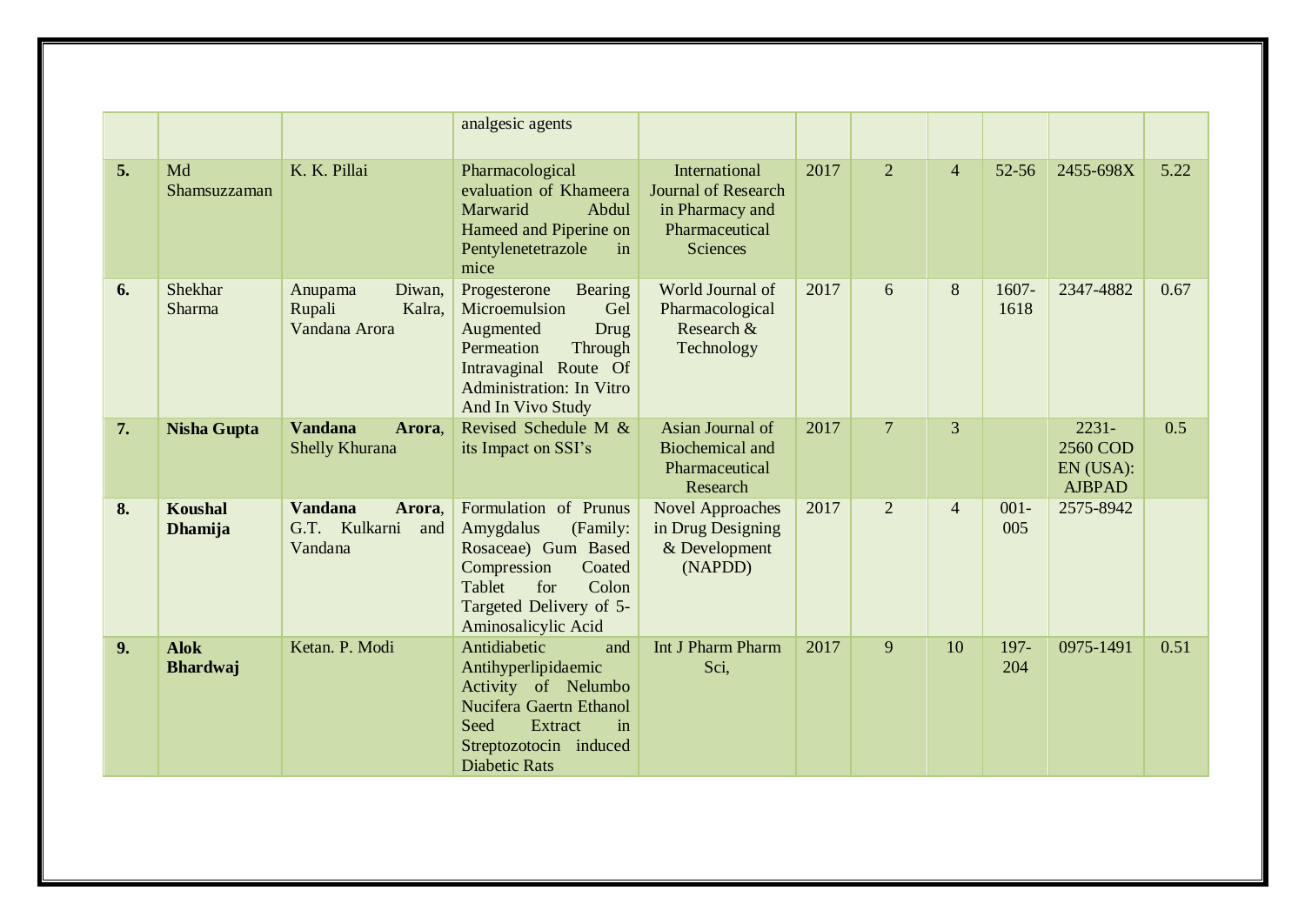|  |  |  | analgesic agents |  |  |  |  |  |  |  |
|---|---|---|---|---|---|---|---|---|---|---|
| **5.** | Md Shamsuzzaman | K. K. Pillai | Pharmacological evaluation of Khameera Marwarid Abdul Hameed and Piperine on Pentylenetetrazole in mice | International Journal of Research in Pharmacy and Pharmaceutical Sciences | 2017 | 2 | 4 | 52-56 | 2455-698X | 5.22 |
| **6.** | Shekhar Sharma | Anupama Diwan, Rupali Kalra, Vandana Arora | Progesterone Bearing Microemulsion Gel Augmented Drug Permeation Through Intravaginal Route Of Administration: In Vitro And In Vivo Study | World Journal of Pharmacological Research & Technology | 2017 | 6 | 8 | 1607-1618 | 2347-4882 | 0.67 |
| **7.** | **Nisha Gupta** | **Vandana Arora**, Shelly Khurana | Revised Schedule M & its Impact on SSI's | Asian Journal of Biochemical and Pharmaceutical Research | 2017 | 7 | 3 |  | 2231-2560 CODEN (USA): AJBPAD | 0.5 |
| **8.** | **Koushal Dhamija** | **Vandana Arora**, G.T. Kulkarni and Vandana | Formulation of Prunus Amygdalus (Family: Rosaceae) Gum Based Compression Coated Tablet for Colon Targeted Delivery of 5-Aminosalicylic Acid | Novel Approaches in Drug Designing & Development (NAPDD) | 2017 | 2 | 4 | 001-005 | 2575-8942 |  |
| **9.** | **Alok Bhardwaj** | Ketan. P. Modi | Antidiabetic and Antihyperlipidaemic Activity of Nelumbo Nucifera Gaertn Ethanol Seed Extract in Streptozotocin induced Diabetic Rats | Int J Pharm Pharm Sci, | 2017 | 9 | 10 | 197-204 | 0975-1491 | 0.51 |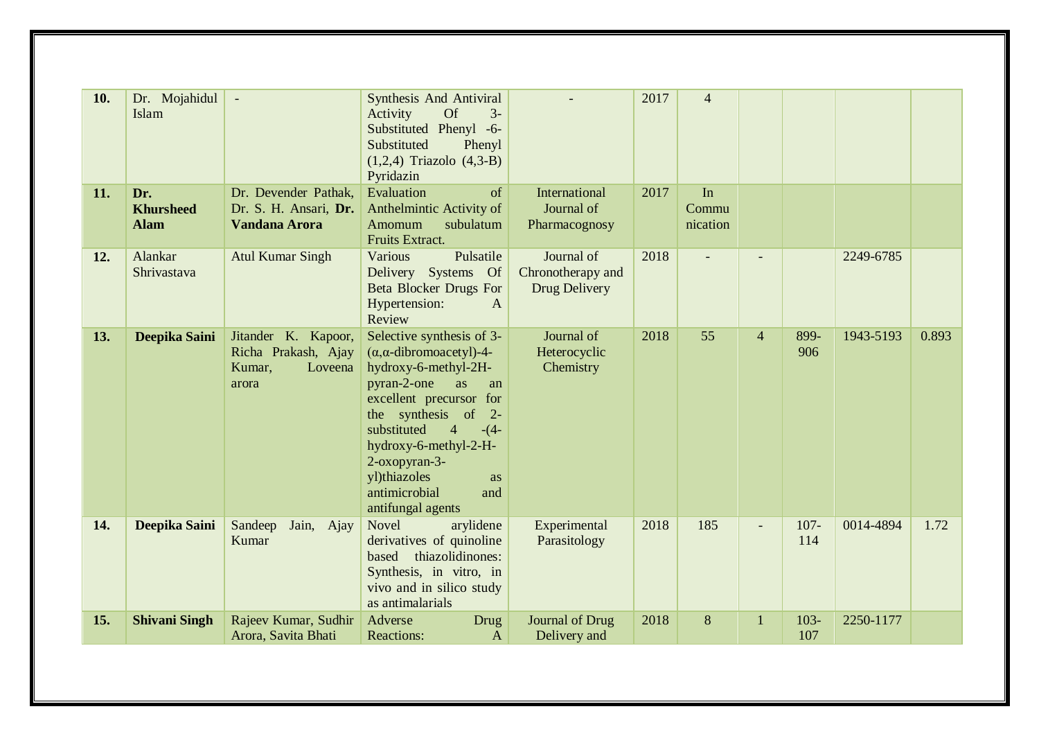| | | | | | | | | | | |
|---|---|---|---|---|---|---|---|---|---|---|
| **10.** | Dr. Mojahidul Islam | - | Synthesis And Antiviral Activity Of 3-Substituted Phenyl -6-Substituted Phenyl (1,2,4) Triazolo (4,3-B) Pyridazin | - | 2017 | 4 | | | | |
| **11.** | **Dr. Khursheed Alam** | Dr. Devender Pathak, Dr. S. H. Ansari, **Dr. Vandana Arora** | Evaluation of Anthelmintic Activity of Amomum subulatum Fruits Extract. | International Journal of Pharmacognosy | 2017 | In Communication | | | | |
| **12.** | Alankar Shrivastava | Atul Kumar Singh | Various Pulsatile Delivery Systems Of Beta Blocker Drugs For Hypertension: A Review | Journal of Chronotherapy and Drug Delivery | 2018 | - | - | | 2249-6785 | |
| **13.** | **Deepika Saini** | Jitander K. Kapoor, Richa Prakash, Ajay Kumar, Loveena arora | Selective synthesis of 3-(α,α-dibromoacetyl)-4-hydroxy-6-methyl-2H-pyran-2-one as an excellent precursor for the synthesis of 2-substituted 4 -(4-hydroxy-6-methyl-2-H-2-oxopyran-3-yl)thiazoles as antimicrobial and antifungal agents | Journal of Heterocyclic Chemistry | 2018 | 55 | 4 | 899-906 | 1943-5193 | 0.893 |
| **14.** | **Deepika Saini** | Sandeep Jain, Ajay Kumar | Novel arylidene derivatives of quinoline based thiazolidinones: Synthesis, in vitro, in vivo and in silico study as antimalarials | Experimental Parasitology | 2018 | 185 | - | 107-114 | 0014-4894 | 1.72 |
| **15.** | **Shivani Singh** | Rajeev Kumar, Sudhir Arora, Savita Bhati | Adverse Drug Reactions: A | Journal of Drug Delivery and | 2018 | 8 | 1 | 103-107 | 2250-1177 | |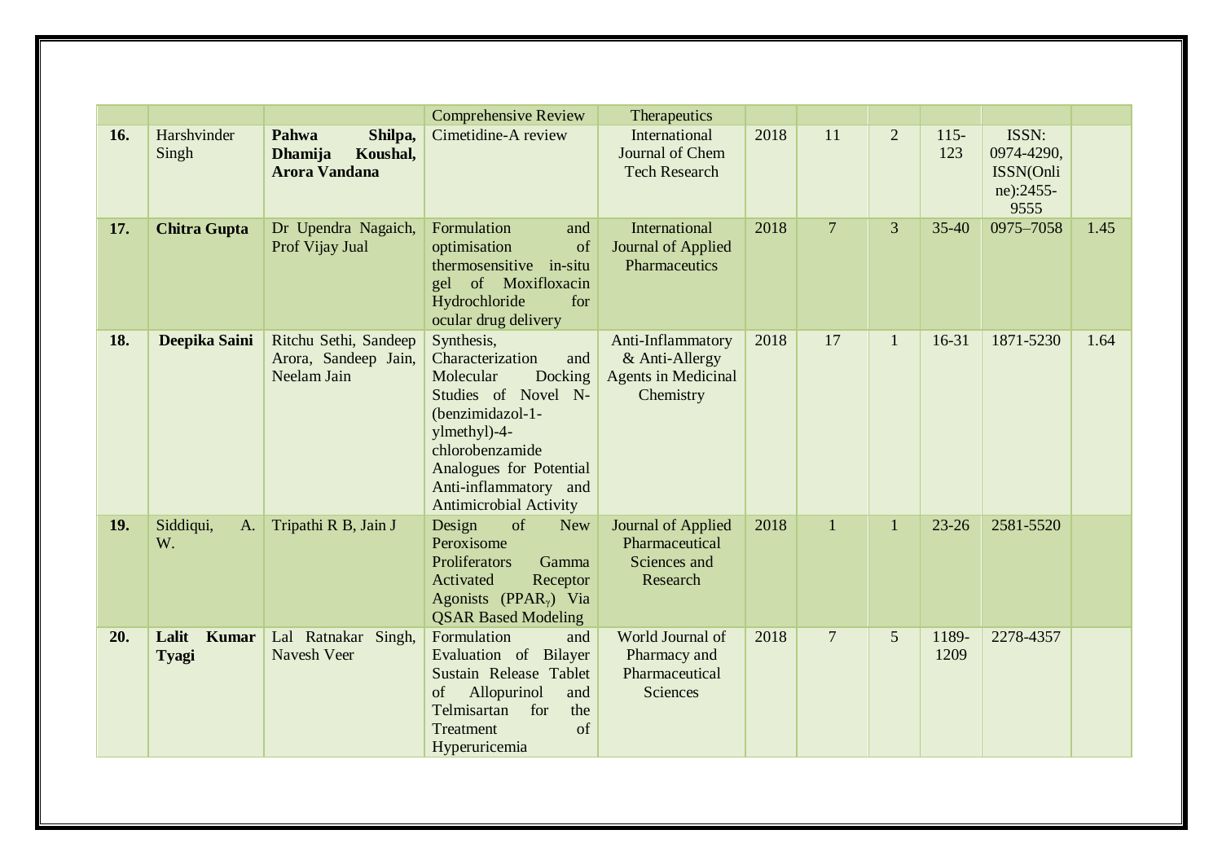| | | | Comprehensive Review | Therapeutics | | | | | | |
|---|---|---|---|---|---|---|---|---|---|---|
| **16.** | Harshvinder Singh | **Pahwa Shilpa, Dhamija Koushal, Arora Vandana** | Cimetidine-A review | International Journal of Chem Tech Research | 2018 | 11 | 2 | 115-123 | ISSN: 0974-4290, ISSN(Online):2455-9555 | |
| **17.** | **Chitra Gupta** | Dr Upendra Nagaich, Prof Vijay Jual | Formulation and optimisation of thermosensitive in-situ gel of Moxifloxacin Hydrochloride for ocular drug delivery | International Journal of Applied Pharmaceutics | 2018 | 7 | 3 | 35-40 | 0975–7058 | 1.45 |
| **18.** | **Deepika Saini** | Ritchu Sethi, Sandeep Arora, Sandeep Jain, Neelam Jain | Synthesis, Characterization and Molecular Docking Studies of Novel N-(benzimidazol-1-ylmethyl)-4-chlorobenzamide Analogues for Potential Anti-inflammatory and Antimicrobial Activity | Anti-Inflammatory & Anti-Allergy Agents in Medicinal Chemistry | 2018 | 17 | 1 | 16-31 | 1871-5230 | 1.64 |
| **19.** | Siddiqui, A. W. | Tripathi R B, Jain J | Design of New Peroxisome Proliferators Gamma Activated Receptor Agonists ($PPAR_{\gamma}$) Via QSAR Based Modeling | Journal of Applied Pharmaceutical Sciences and Research | 2018 | 1 | 1 | 23-26 | 2581-5520 | |
| **20.** | **Lalit Kumar Tyagi** | Lal Ratnakar Singh, Navesh Veer | Formulation and Evaluation of Bilayer Sustain Release Tablet of Allopurinol and Telmisartan for the Treatment of Hyperuricemia | World Journal of Pharmacy and Pharmaceutical Sciences | 2018 | 7 | 5 | 1189-1209 | 2278-4357 | |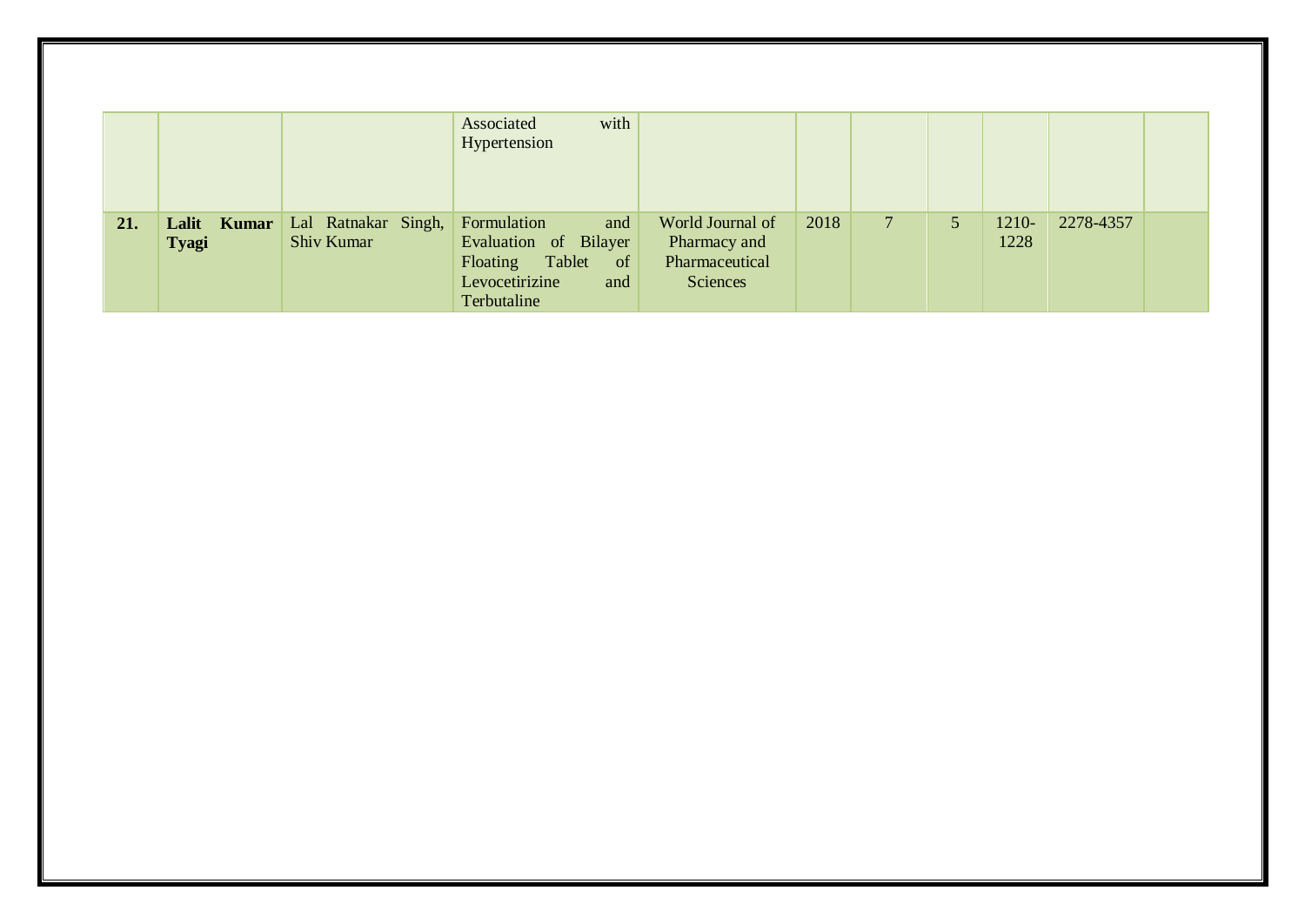| | | | | | | | | | | |
|---|---|---|---|---|---|---|---|---|---|---|
| | | | Associated with Hypertension | | | | | | | |
| **21.** | **Lalit Kumar Tyagi** | Lal Ratnakar Singh, Shiv Kumar | Formulation and Evaluation of Bilayer Floating Tablet of Levocetirizine and Terbutaline | World Journal of Pharmacy and Pharmaceutical Sciences | 2018 | 7 | 5 | 1210-1228 | 2278-4357 | |